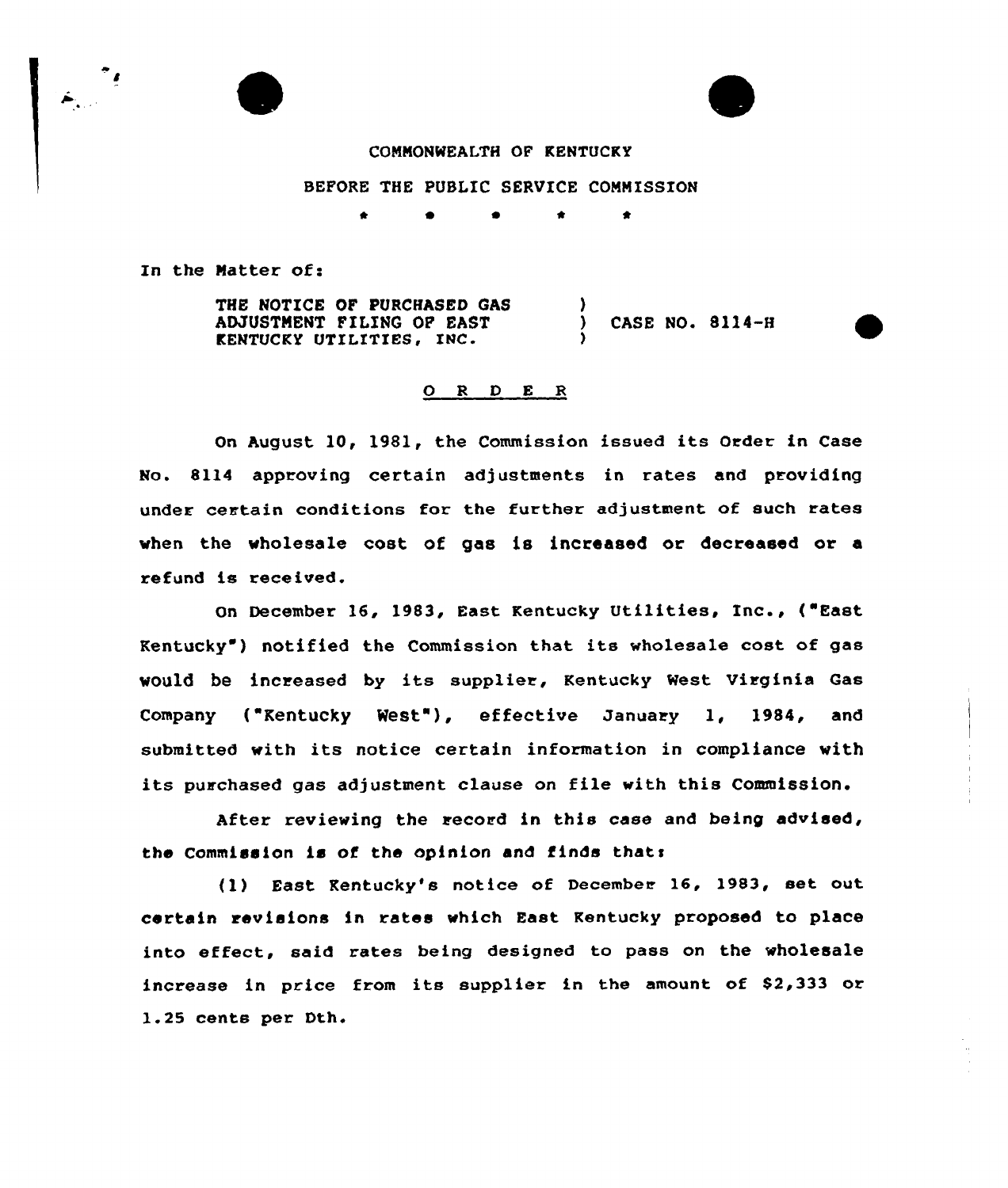COMMONWEALTH OF KENTUCKY

BEFORE THE PUBLIC SERVICE COMMISSION

\* \* \* \* \*

In the Matter of:

THE NOTICE OF PURCHASED GAS ADJUSTMENT FILING OF EAST KENTUCKY UTILITIES, INC. ) CASE NO. 8114-H

O R D E R

On August 10, 1981, the Commission issued its Order in Case No. 8114 approving certain adjustments in rates and providing under certain conditions for the further adjustment of such rates when the wholesale cost of gas is increased or decreased or a refund is received.

On December 16, 1983, East Kentucky Utilities, Inc., ("East Kentucky") notified the Commission that its wholesale cost of gas would be increased by its supplier, Kentucky West Virginia Gas Company ("Kentucky West"), effective January 1, 1984, and submitted with its notice certain information in compliance with its purchased gas adjustment clause on file with this Commission.

After reviewing the record in this case and being advised, the Commission is of the opinion and finds that:

(1) East Kentucky's notice of December 16, 1983, set out certain revisions in rates which East Kentucky proposed to place into effect, said rates being designed to pass on the wholesale increase in price from its supplier in the amount of $2,333 or 1.25 cents per Dth.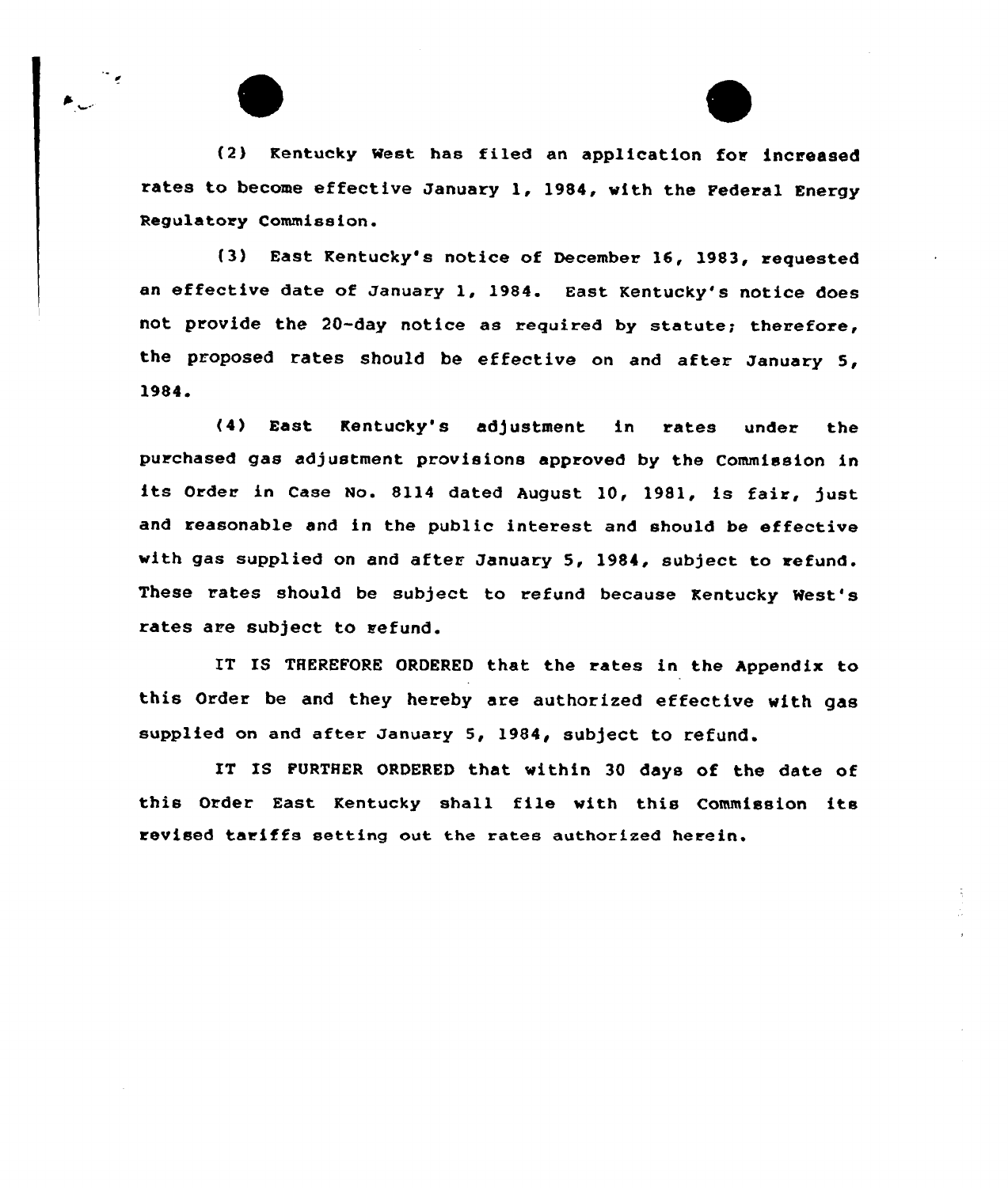(2) Kentucky West has filed an application for increased rates to become effective January 1, 1984, with the Federal Energy Regulatory Commission.

(3) East Kentucky's notice of December 16, 1983, requested an effective date of January 1, 1984. East Kentucky's notice does not provide the 20-day notice as required by statute; therefore, the proposed rates should be effective on and after January 5, 1984.

(4) East Kentucky's adjustment in rates under the purchased gas adjustment provisions approved by the Commission in its Order in Case No. 8114 dated August 10, 1981, is fair, just and reasonable and in the public interest and should be effective with gas supplied on and after January 5, 1984, subject to refund. These rates should be subject to refund because Kentucky West's rates are subject to refund.

IT IS THEREFORE ORDERED that the rates in the Appendix to this Order be and they hereby are authorized effective with gas supplied on and after January 5, 1984, subject to refund.

IT IS FURTHER ORDERED that within 30 days of the date of this Order East Kentucky shall file with this Commission its revised tariffs setting out the rates authorized herein.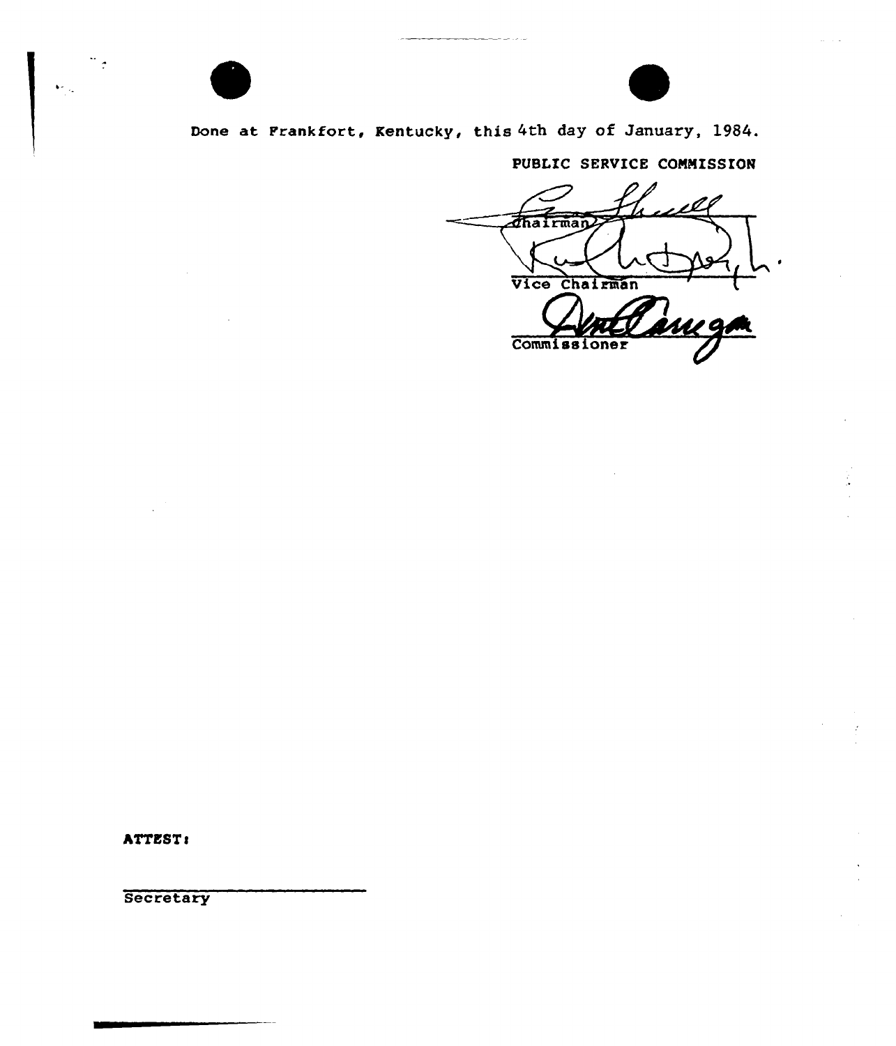Done at Frankfort, Kentucky, this 4th day of January, 1984.

PUBLIC SERVICE COMMISSION

Chairman

Vice Chairman

Commissioner

ATTEST:

Secretary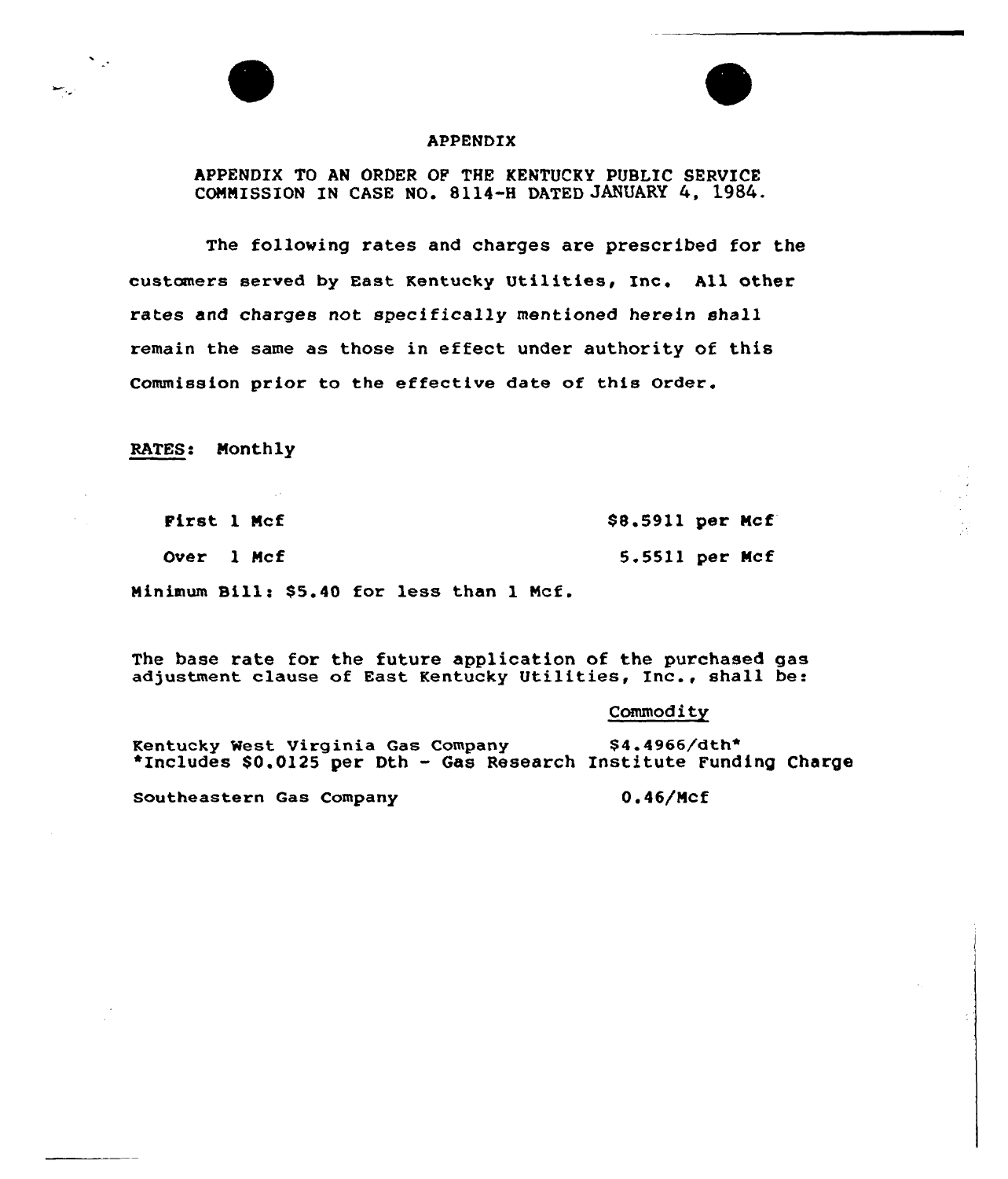# APPENDIX

APPENDIX TO AN ORDER OF THE KENTUCKY PUBLIC SERVICE COMMISSION IN CASE NO. 8114-H DATED JANUARY 4, 1984.

The following rates and charges are prescribed for the customers served by East Kentucky Utilities, Inc. All other rates and charges not specifically mentioned herein shall remain the same as those in effect under authority of this Commission prior to the effective date of this Order.

<u>RATES</u>: Monthly

| | |
|---|---|
| First 1 Mcf | $8.5911 per Mcf |
| Over 1 Mcf | 5.5511 per Mcf |

Minimum Bill: $5.40 for less than 1 Mcf.

The base rate for the future application of the purchased gas adjustment clause of East Kentucky Utilities, Inc., shall be:

| | Commodity |
|---|---|
| Kentucky West Virginia Gas Company | $4.4966/dth* |
| Southeastern Gas Company | 0.46/Mcf |

*Includes $0.0125 per Dth - Gas Research Institute Funding Charge